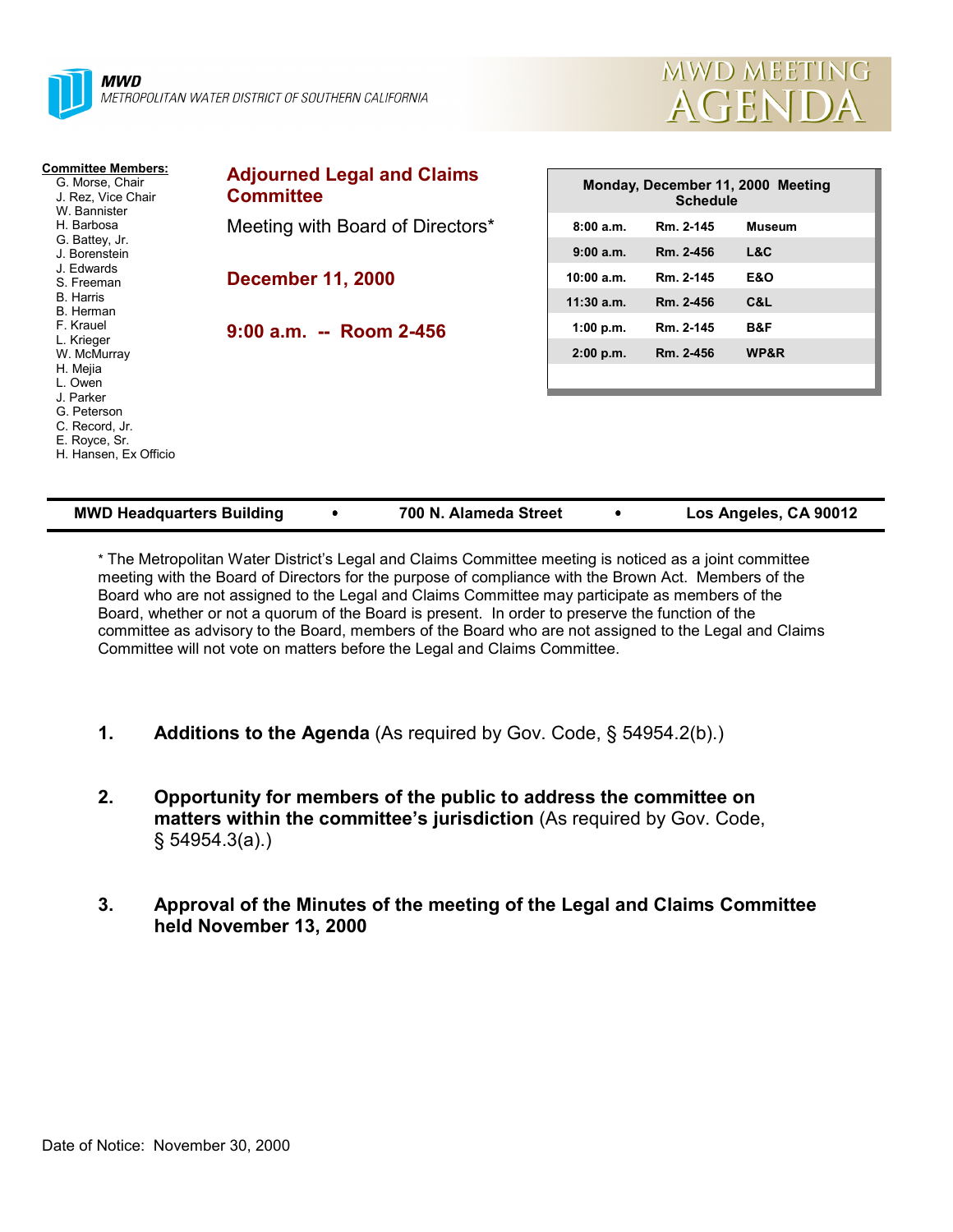**MWD**
*METROPOLITAN WATER DISTRICT OF SOUTHERN CALIFORNIA*

# MWD MEETING AGENDA

**Committee Members:**
G. Morse, Chair
J. Rez, Vice Chair
W. Bannister
H. Barbosa
G. Battey, Jr.
J. Borenstein
J. Edwards
S. Freeman
B. Harris
B. Herman
F. Krauel
L. Krieger
W. McMurray
H. Mejia
L. Owen
J. Parker
G. Peterson
C. Record, Jr.
E. Royce, Sr.
H. Hansen, Ex Officio

## Adjourned Legal and Claims Committee

Meeting with Board of Directors*

**December 11, 2000**

**9:00 a.m. -- Room 2-456**

| Monday, December 11, 2000 Meeting Schedule | | |
|---|---|---|
| 8:00 a.m. | Rm. 2-145 | Museum |
| 9:00 a.m. | Rm. 2-456 | L&C |
| 10:00 a.m. | Rm. 2-145 | E&O |
| 11:30 a.m. | Rm. 2-456 | C&L |
| 1:00 p.m. | Rm. 2-145 | B&F |
| 2:00 p.m. | Rm. 2-456 | WP&R |

**MWD Headquarters Building • 700 N. Alameda Street • Los Angeles, CA 90012**

* The Metropolitan Water District's Legal and Claims Committee meeting is noticed as a joint committee meeting with the Board of Directors for the purpose of compliance with the Brown Act. Members of the Board who are not assigned to the Legal and Claims Committee may participate as members of the Board, whether or not a quorum of the Board is present. In order to preserve the function of the committee as advisory to the Board, members of the Board who are not assigned to the Legal and Claims Committee will not vote on matters before the Legal and Claims Committee.

1. **Additions to the Agenda** (As required by Gov. Code, § 54954.2(b).)

2. **Opportunity for members of the public to address the committee on matters within the committee's jurisdiction** (As required by Gov. Code, § 54954.3(a).)

3. **Approval of the Minutes of the meeting of the Legal and Claims Committee held November 13, 2000**

Date of Notice: November 30, 2000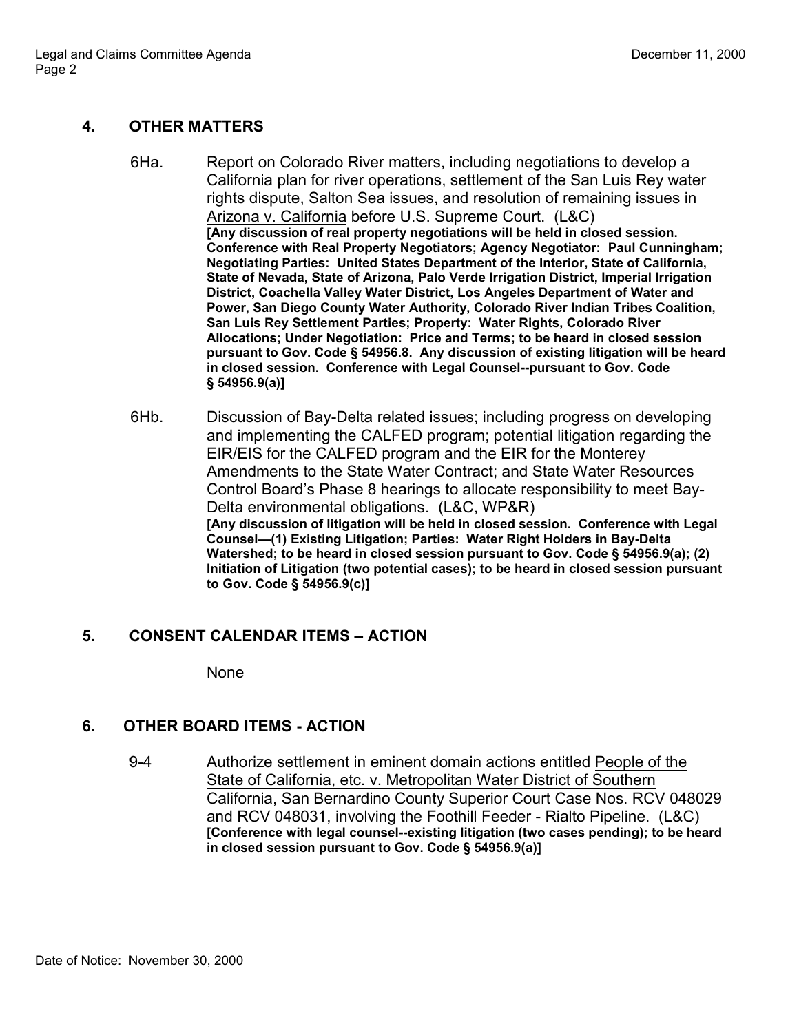## 4. OTHER MATTERS

6Ha. Report on Colorado River matters, including negotiations to develop a California plan for river operations, settlement of the San Luis Rey water rights dispute, Salton Sea issues, and resolution of remaining issues in Arizona v. California before U.S. Supreme Court. (L&C)
**[Any discussion of real property negotiations will be held in closed session. Conference with Real Property Negotiators; Agency Negotiator: Paul Cunningham; Negotiating Parties: United States Department of the Interior, State of California, State of Nevada, State of Arizona, Palo Verde Irrigation District, Imperial Irrigation District, Coachella Valley Water District, Los Angeles Department of Water and Power, San Diego County Water Authority, Colorado River Indian Tribes Coalition, San Luis Rey Settlement Parties; Property: Water Rights, Colorado River Allocations; Under Negotiation: Price and Terms; to be heard in closed session pursuant to Gov. Code § 54956.8. Any discussion of existing litigation will be heard in closed session. Conference with Legal Counsel--pursuant to Gov. Code § 54956.9(a)]**

6Hb. Discussion of Bay-Delta related issues; including progress on developing and implementing the CALFED program; potential litigation regarding the EIR/EIS for the CALFED program and the EIR for the Monterey Amendments to the State Water Contract; and State Water Resources Control Board's Phase 8 hearings to allocate responsibility to meet Bay-Delta environmental obligations. (L&C, WP&R)
**[Any discussion of litigation will be held in closed session. Conference with Legal Counsel—(1) Existing Litigation; Parties: Water Right Holders in Bay-Delta Watershed; to be heard in closed session pursuant to Gov. Code § 54956.9(a); (2) Initiation of Litigation (two potential cases); to be heard in closed session pursuant to Gov. Code § 54956.9(c)]**

## 5. CONSENT CALENDAR ITEMS – ACTION

None

## 6. OTHER BOARD ITEMS - ACTION

9-4 Authorize settlement in eminent domain actions entitled People of the State of California, etc. v. Metropolitan Water District of Southern California, San Bernardino County Superior Court Case Nos. RCV 048029 and RCV 048031, involving the Foothill Feeder - Rialto Pipeline. (L&C)
**[Conference with legal counsel--existing litigation (two cases pending); to be heard in closed session pursuant to Gov. Code § 54956.9(a)]**

Date of Notice: November 30, 2000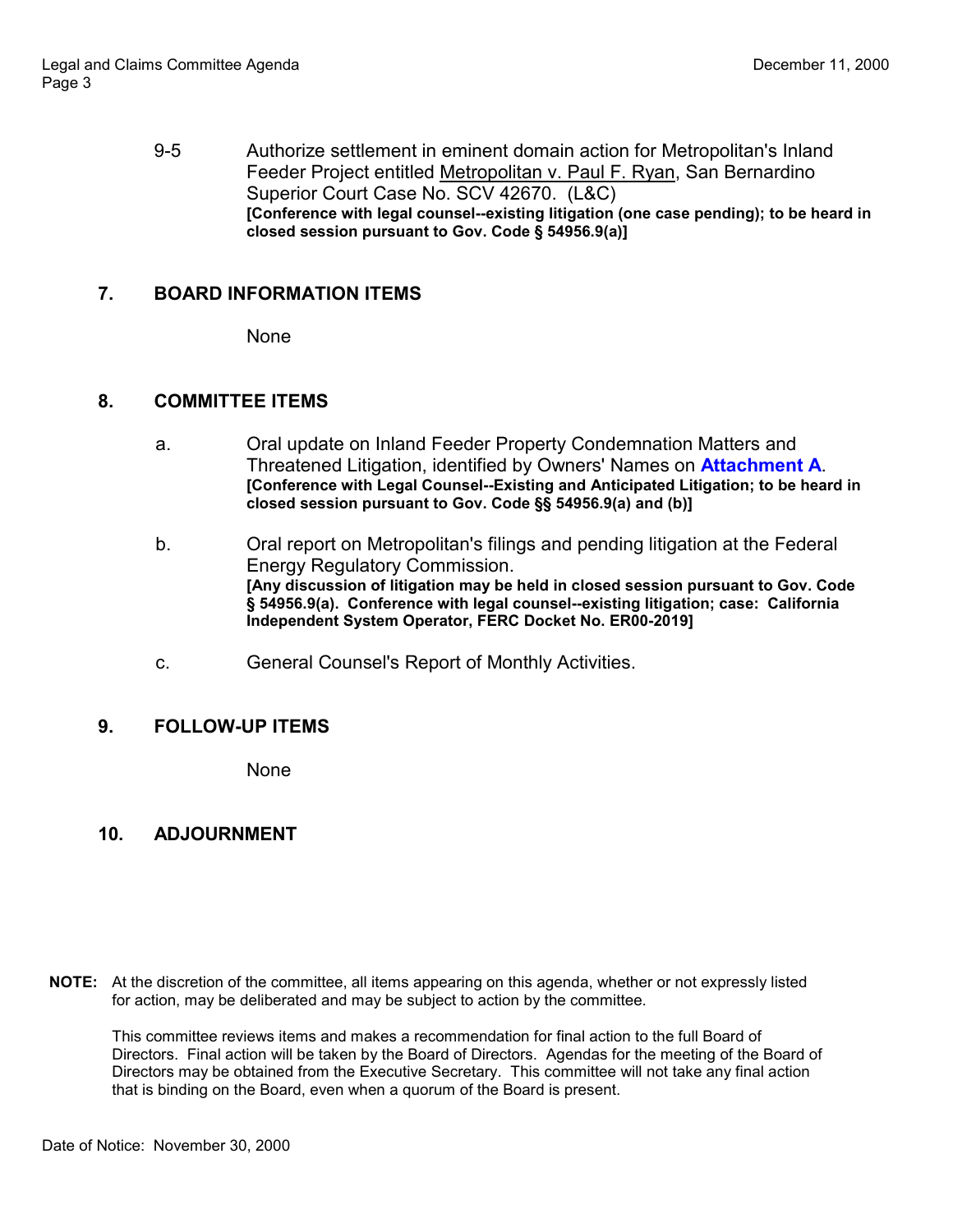9-5 Authorize settlement in eminent domain action for Metropolitan's Inland Feeder Project entitled Metropolitan v. Paul F. Ryan, San Bernardino Superior Court Case No. SCV 42670. (L&C)
**[Conference with legal counsel--existing litigation (one case pending); to be heard in closed session pursuant to Gov. Code § 54956.9(a)]**

## 7. BOARD INFORMATION ITEMS

None

## 8. COMMITTEE ITEMS

a. Oral update on Inland Feeder Property Condemnation Matters and Threatened Litigation, identified by Owners' Names on **Attachment A**.
**[Conference with Legal Counsel--Existing and Anticipated Litigation; to be heard in closed session pursuant to Gov. Code §§ 54956.9(a) and (b)]**

b. Oral report on Metropolitan's filings and pending litigation at the Federal Energy Regulatory Commission.
**[Any discussion of litigation may be held in closed session pursuant to Gov. Code § 54956.9(a). Conference with legal counsel--existing litigation; case: California Independent System Operator, FERC Docket No. ER00-2019]**

c. General Counsel's Report of Monthly Activities.

## 9. FOLLOW-UP ITEMS

None

## 10. ADJOURNMENT

**NOTE:** At the discretion of the committee, all items appearing on this agenda, whether or not expressly listed for action, may be deliberated and may be subject to action by the committee.

This committee reviews items and makes a recommendation for final action to the full Board of Directors. Final action will be taken by the Board of Directors. Agendas for the meeting of the Board of Directors may be obtained from the Executive Secretary. This committee will not take any final action that is binding on the Board, even when a quorum of the Board is present.

Date of Notice: November 30, 2000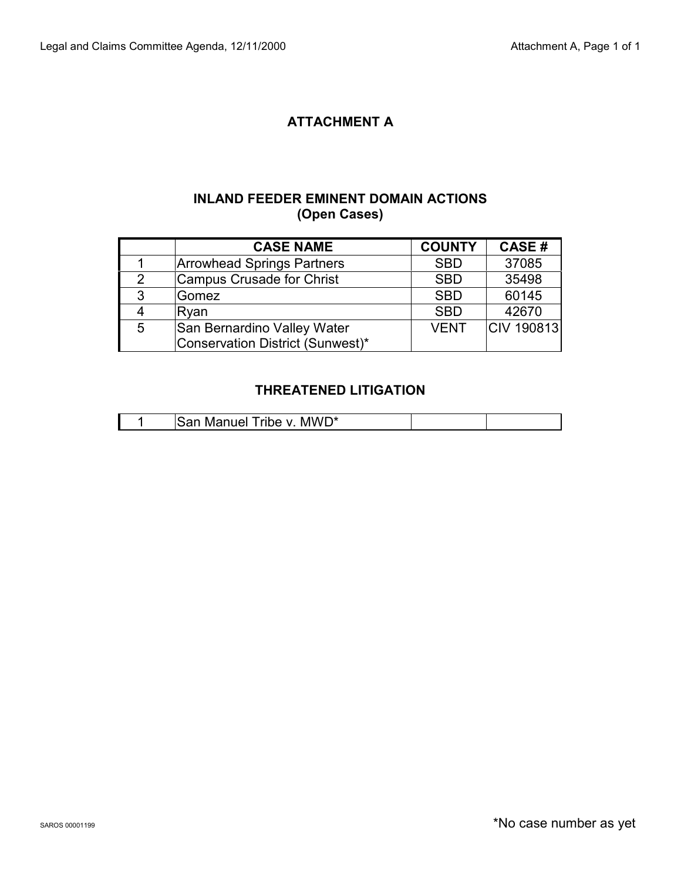# ATTACHMENT A

## INLAND FEEDER EMINENT DOMAIN ACTIONS
## (Open Cases)

| | CASE NAME | COUNTY | CASE # |
|---|---|---|---|
| 1 | Arrowhead Springs Partners | SBD | 37085 |
| 2 | Campus Crusade for Christ | SBD | 35498 |
| 3 | Gomez | SBD | 60145 |
| 4 | Ryan | SBD | 42670 |
| 5 | San Bernardino Valley Water Conservation District (Sunwest)* | VENT | CIV 190813 |

## THREATENED LITIGATION

| | | | |
|---|---|---|---|
| 1 | San Manuel Tribe v. MWD* | | |

SAROS 00001199

*No case number as yet